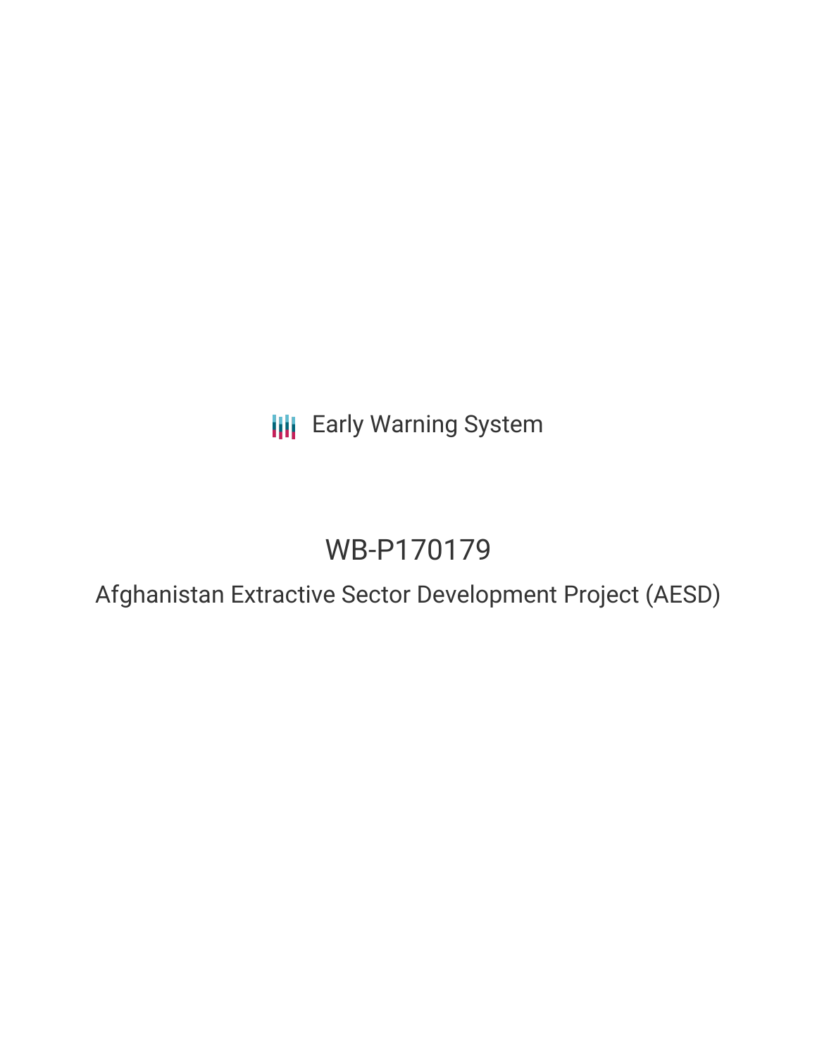Early Warning System

# WB-P170179

## Afghanistan Extractive Sector Development Project (AESD)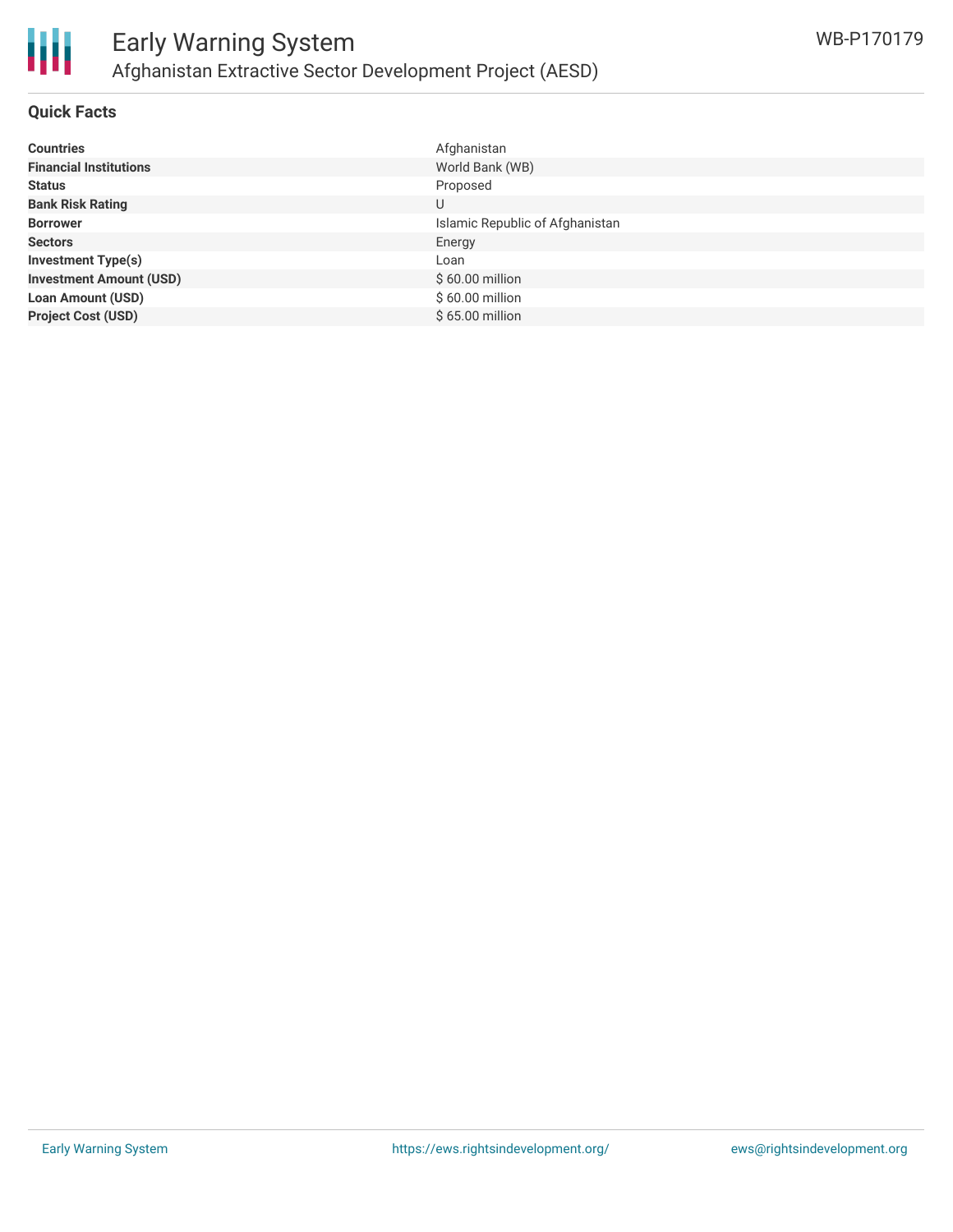## Quick Facts

| | |
|---|---|
| **Countries** | Afghanistan |
| **Financial Institutions** | World Bank (WB) |
| **Status** | Proposed |
| **Bank Risk Rating** | U |
| **Borrower** | Islamic Republic of Afghanistan |
| **Sectors** | Energy |
| **Investment Type(s)** | Loan |
| **Investment Amount (USD)** | $ 60.00 million |
| **Loan Amount (USD)** | $ 60.00 million |
| **Project Cost (USD)** | $ 65.00 million |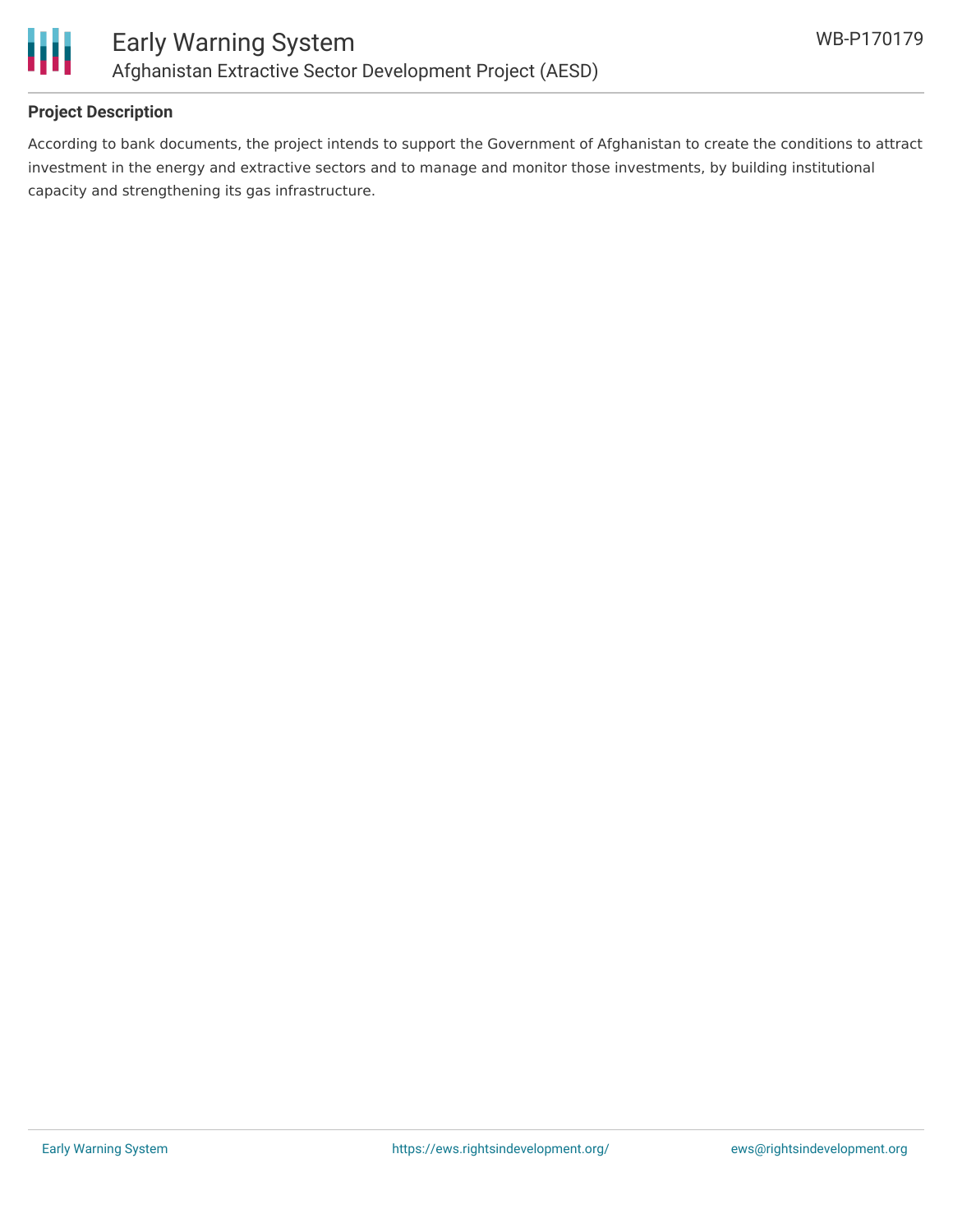### Project Description

According to bank documents, the project intends to support the Government of Afghanistan to create the conditions to attract investment in the energy and extractive sectors and to manage and monitor those investments, by building institutional capacity and strengthening its gas infrastructure.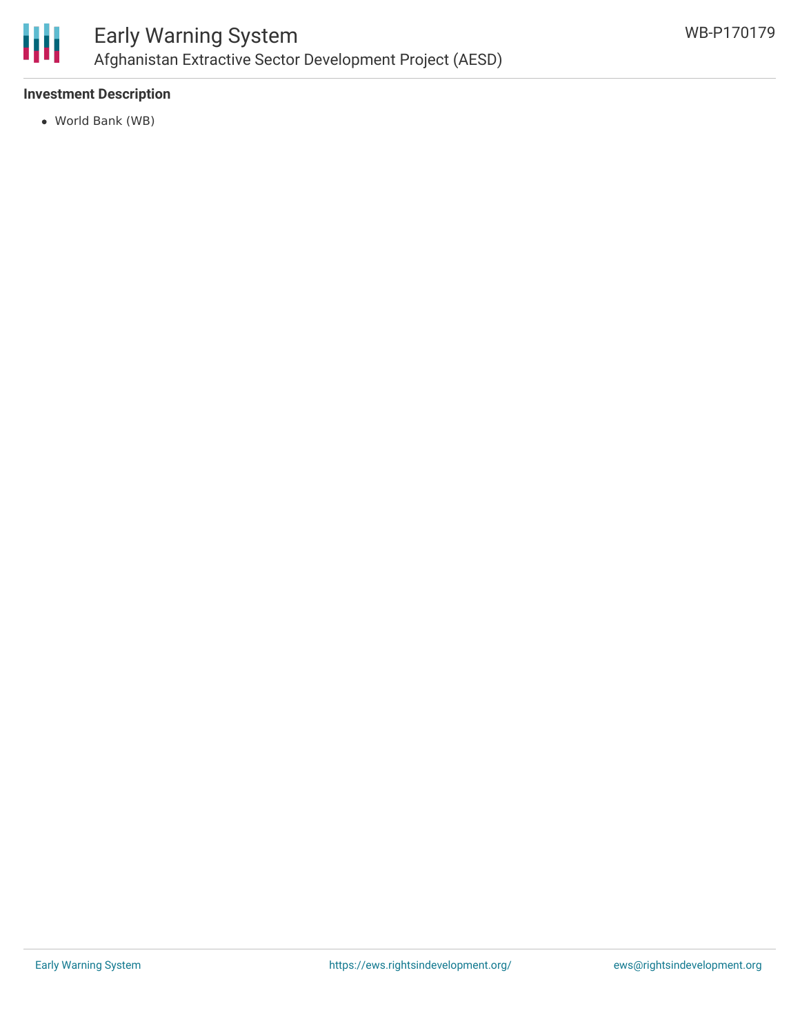### Investment Description

- World Bank (WB)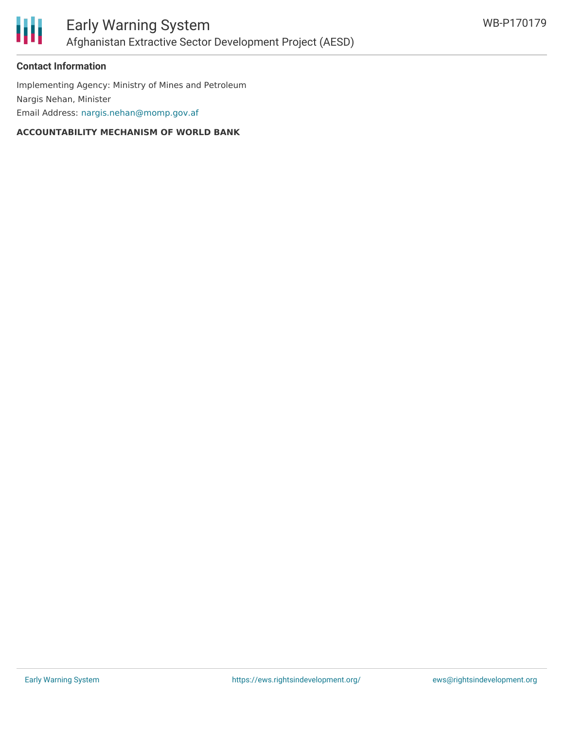### Contact Information

Implementing Agency: Ministry of Mines and Petroleum

Nargis Nehan, Minister

Email Address: nargis.nehan@momp.gov.af

**ACCOUNTABILITY MECHANISM OF WORLD BANK**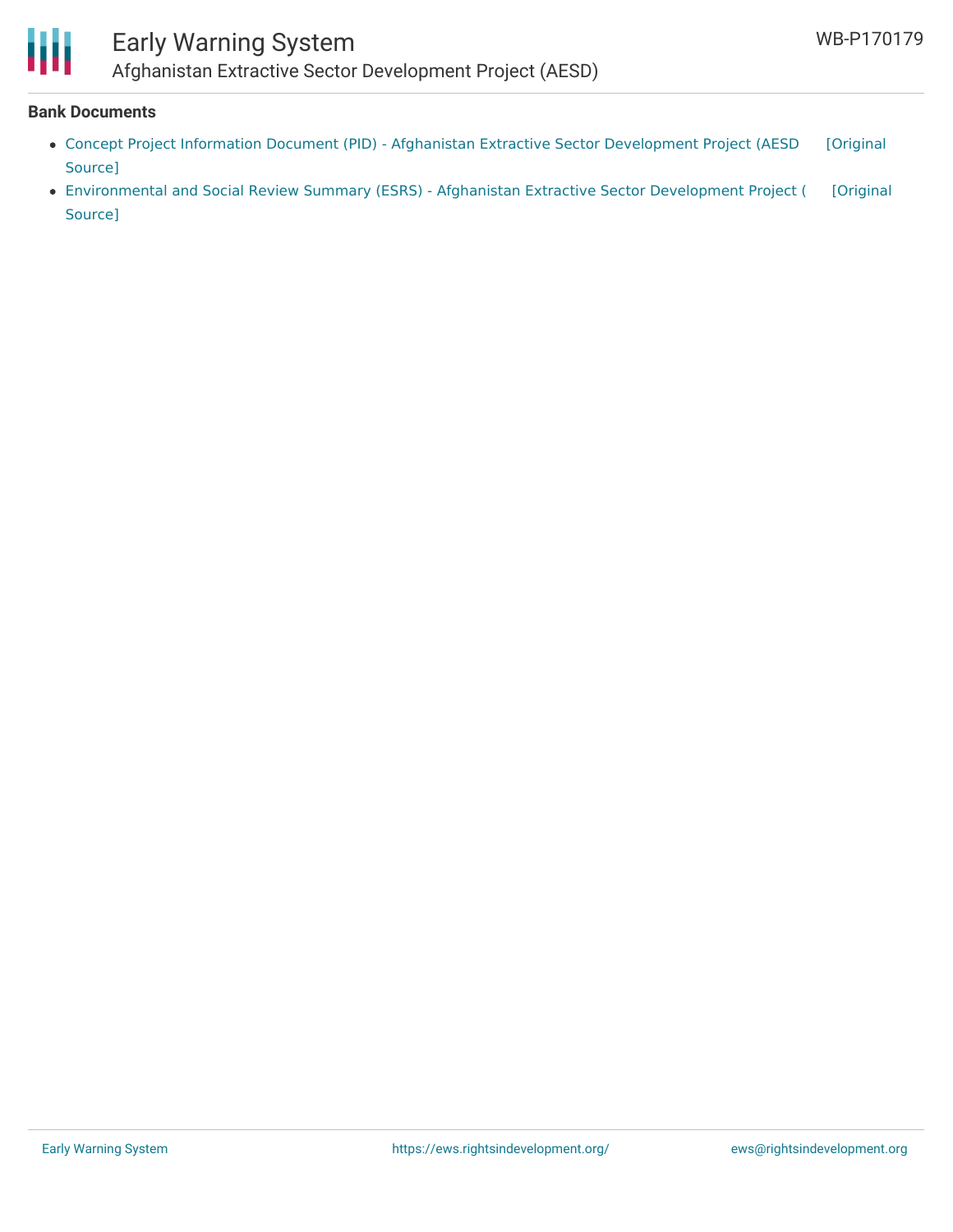**Bank Documents**

- Concept Project Information Document (PID) - Afghanistan Extractive Sector Development Project (AESD [Original Source]
- Environmental and Social Review Summary (ESRS) - Afghanistan Extractive Sector Development Project ( [Original Source]